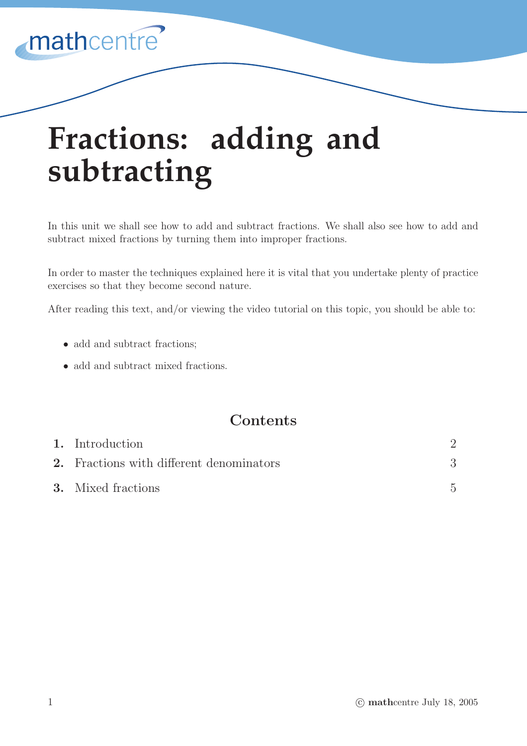# Fractions: adding and subtracting

In this unit we shall see how to add and subtract fractions. We shall also see how to add and subtract mixed fractions by turning them into improper fractions.

In order to master the techniques explained here it is vital that you undertake plenty of practice exercises so that they become second nature.

After reading this text, and/or viewing the video tutorial on this topic, you should be able to:

- add and subtract fractions;
- add and subtract mixed fractions.

## Contents

| | | |
|---|---|---|
| **1.** | Introduction | 2 |
| **2.** | Fractions with different denominators | 3 |
| **3.** | Mixed fractions | 5 |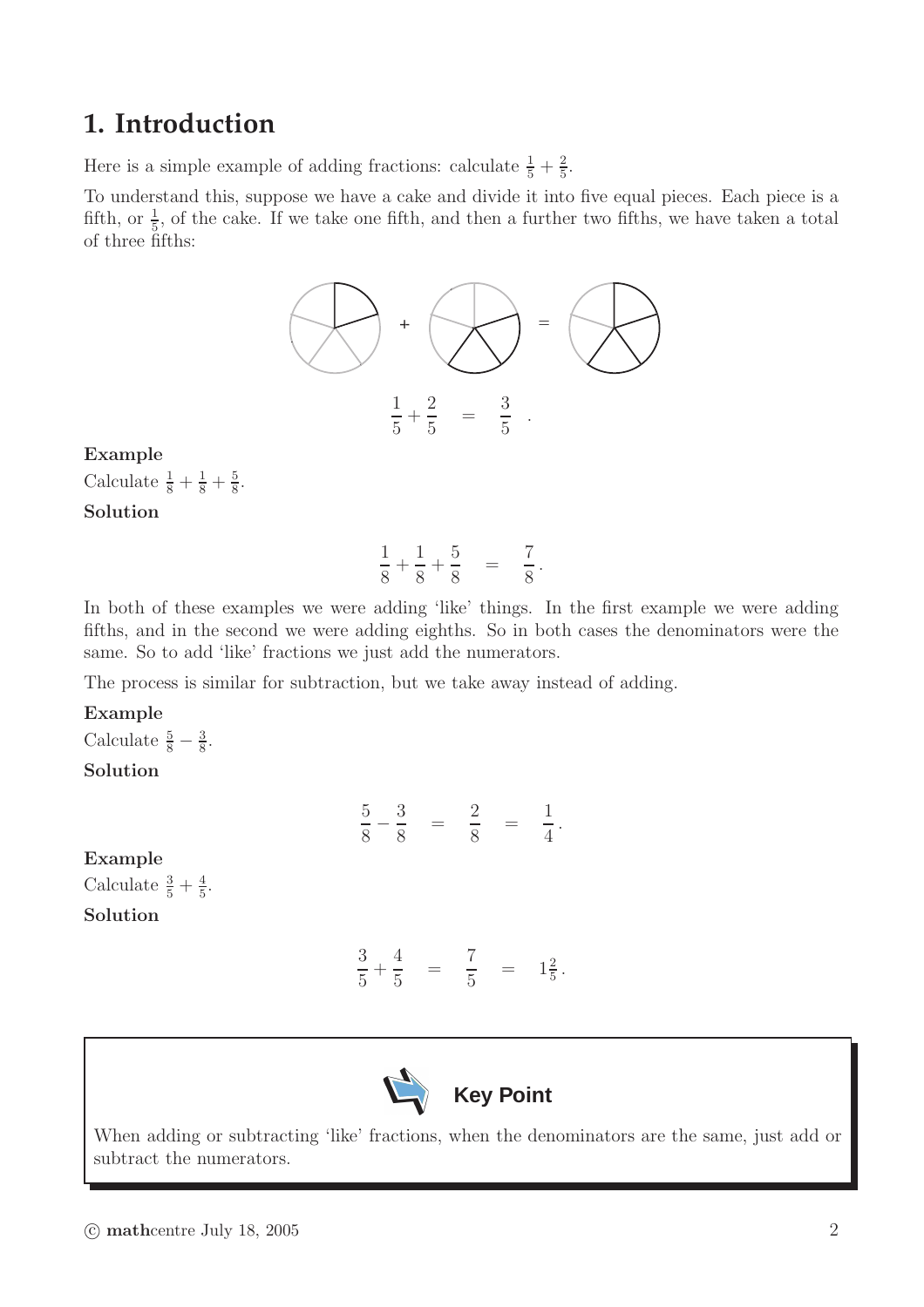# 1. Introduction

Here is a simple example of adding fractions: calculate $\frac{1}{5} + \frac{2}{5}$.

To understand this, suppose we have a cake and divide it into five equal pieces. Each piece is a fifth, or $\frac{1}{5}$, of the cake. If we take one fifth, and then a further two fifths, we have taken a total of three fifths:

$$\frac{1}{5} + \frac{2}{5} = \frac{3}{5} .$$

**Example**

Calculate $\frac{1}{8} + \frac{1}{8} + \frac{5}{8}$.

**Solution**

$$\frac{1}{8} + \frac{1}{8} + \frac{5}{8} = \frac{7}{8} .$$

In both of these examples we were adding 'like' things. In the first example we were adding fifths, and in the second we were adding eighths. So in both cases the denominators were the same. So to add 'like' fractions we just add the numerators.

The process is similar for subtraction, but we take away instead of adding.

**Example**

Calculate $\frac{5}{8} - \frac{3}{8}$.

**Solution**

$$\frac{5}{8} - \frac{3}{8} = \frac{2}{8} = \frac{1}{4} .$$

**Example**

Calculate $\frac{3}{5} + \frac{4}{5}$.

**Solution**

$$\frac{3}{5} + \frac{4}{5} = \frac{7}{5} = 1\tfrac{2}{5} .$$

**Key Point**

When adding or subtracting 'like' fractions, when the denominators are the same, just add or subtract the numerators.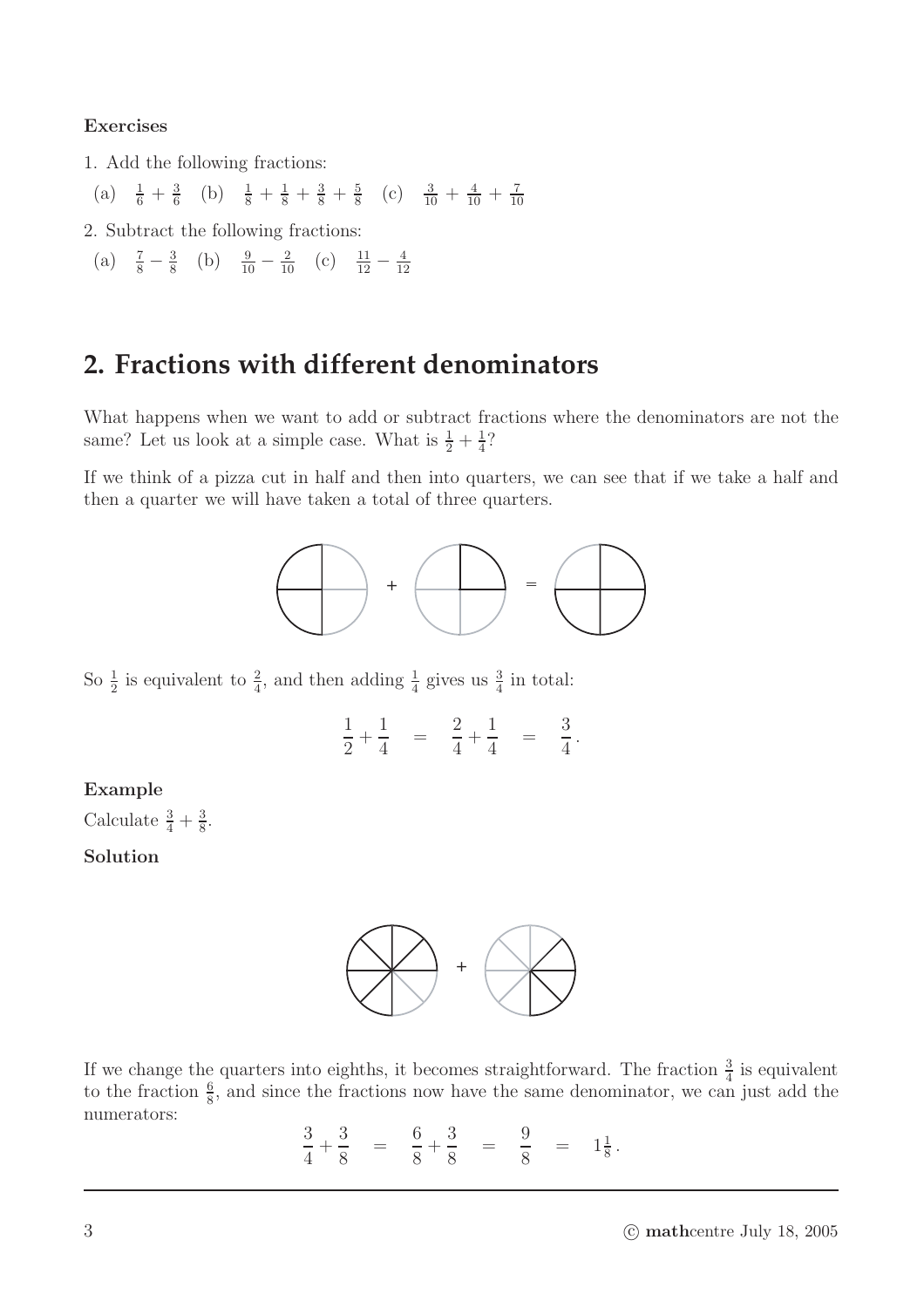**Exercises**

1. Add the following fractions:

(a) $\frac{1}{6} + \frac{3}{6}$ (b) $\frac{1}{8} + \frac{1}{8} + \frac{3}{8} + \frac{5}{8}$ (c) $\frac{3}{10} + \frac{4}{10} + \frac{7}{10}$

2. Subtract the following fractions:

(a) $\frac{7}{8} - \frac{3}{8}$ (b) $\frac{9}{10} - \frac{2}{10}$ (c) $\frac{11}{12} - \frac{4}{12}$

## 2. Fractions with different denominators

What happens when we want to add or subtract fractions where the denominators are not the same? Let us look at a simple case. What is $\frac{1}{2} + \frac{1}{4}$?

If we think of a pizza cut in half and then into quarters, we can see that if we take a half and then a quarter we will have taken a total of three quarters.

+ =

So $\frac{1}{2}$ is equivalent to $\frac{2}{4}$, and then adding $\frac{1}{4}$ gives us $\frac{3}{4}$ in total:

$$\frac{1}{2} + \frac{1}{4} \quad = \quad \frac{2}{4} + \frac{1}{4} \quad = \quad \frac{3}{4}\,.$$

**Example**

Calculate $\frac{3}{4} + \frac{3}{8}$.

**Solution**

+

If we change the quarters into eighths, it becomes straightforward. The fraction $\frac{3}{4}$ is equivalent to the fraction $\frac{6}{8}$, and since the fractions now have the same denominator, we can just add the numerators:

$$\frac{3}{4} + \frac{3}{8} \quad = \quad \frac{6}{8} + \frac{3}{8} \quad = \quad \frac{9}{8} \quad = \quad 1\tfrac{1}{8}\,.$$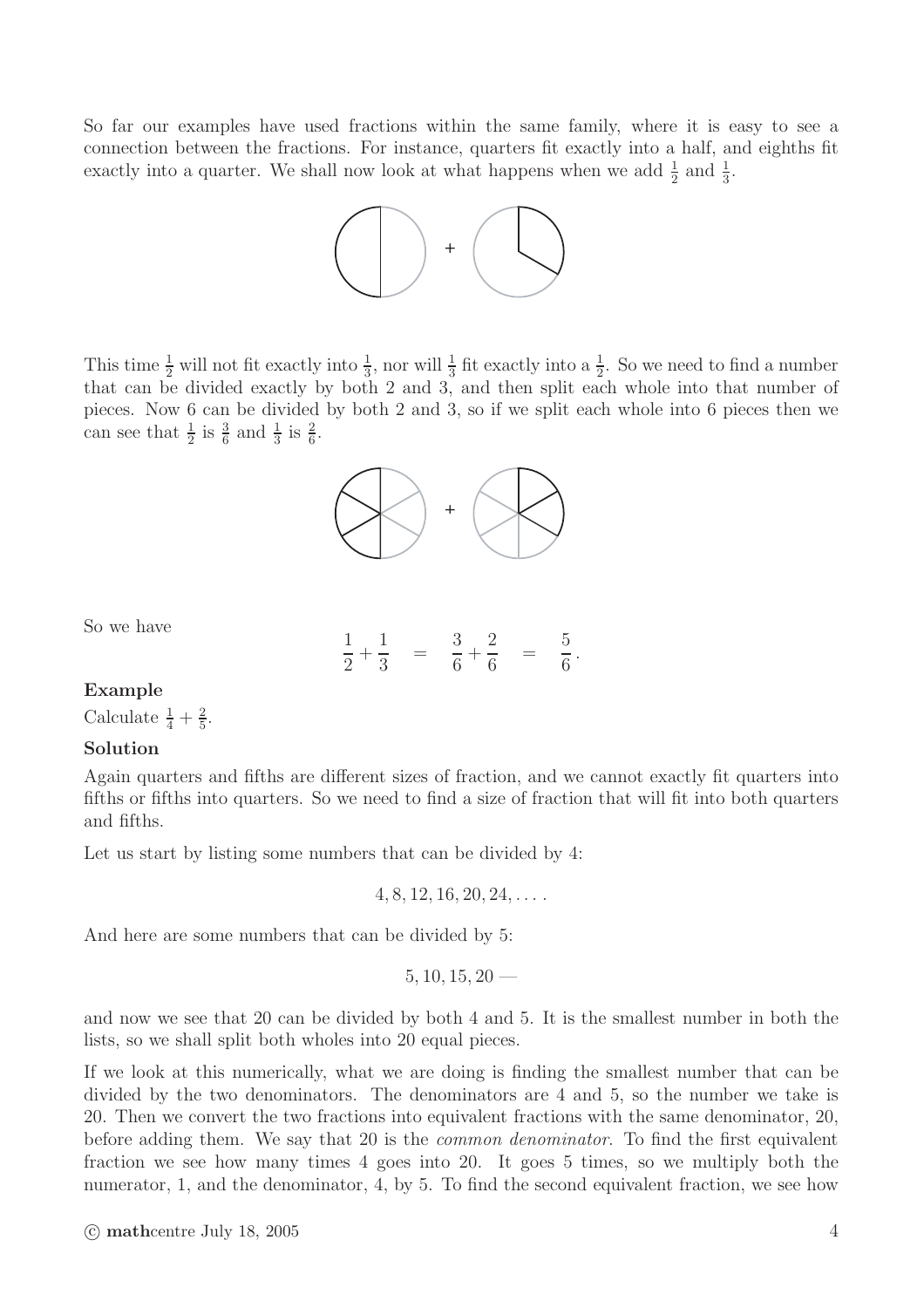So far our examples have used fractions within the same family, where it is easy to see a connection between the fractions. For instance, quarters fit exactly into a half, and eighths fit exactly into a quarter. We shall now look at what happens when we add $\frac{1}{2}$ and $\frac{1}{3}$.

+

This time $\frac{1}{2}$ will not fit exactly into $\frac{1}{3}$, nor will $\frac{1}{3}$ fit exactly into a $\frac{1}{2}$. So we need to find a number that can be divided exactly by both 2 and 3, and then split each whole into that number of pieces. Now 6 can be divided by both 2 and 3, so if we split each whole into 6 pieces then we can see that $\frac{1}{2}$ is $\frac{3}{6}$ and $\frac{1}{3}$ is $\frac{2}{6}$.

+

So we have

$$\frac{1}{2} + \frac{1}{3} \quad = \quad \frac{3}{6} + \frac{2}{6} \quad = \quad \frac{5}{6}.$$

**Example**

Calculate $\frac{1}{4} + \frac{2}{5}$.

**Solution**

Again quarters and fifths are different sizes of fraction, and we cannot exactly fit quarters into fifths or fifths into quarters. So we need to find a size of fraction that will fit into both quarters and fifths.

Let us start by listing some numbers that can be divided by 4:

$$4, 8, 12, 16, 20, 24, \ldots .$$

And here are some numbers that can be divided by 5:

$$5, 10, 15, 20 \text{ —}$$

and now we see that 20 can be divided by both 4 and 5. It is the smallest number in both the lists, so we shall split both wholes into 20 equal pieces.

If we look at this numerically, what we are doing is finding the smallest number that can be divided by the two denominators. The denominators are 4 and 5, so the number we take is 20. Then we convert the two fractions into equivalent fractions with the same denominator, 20, before adding them. We say that 20 is the *common denominator*. To find the first equivalent fraction we see how many times 4 goes into 20. It goes 5 times, so we multiply both the numerator, 1, and the denominator, 4, by 5. To find the second equivalent fraction, we see how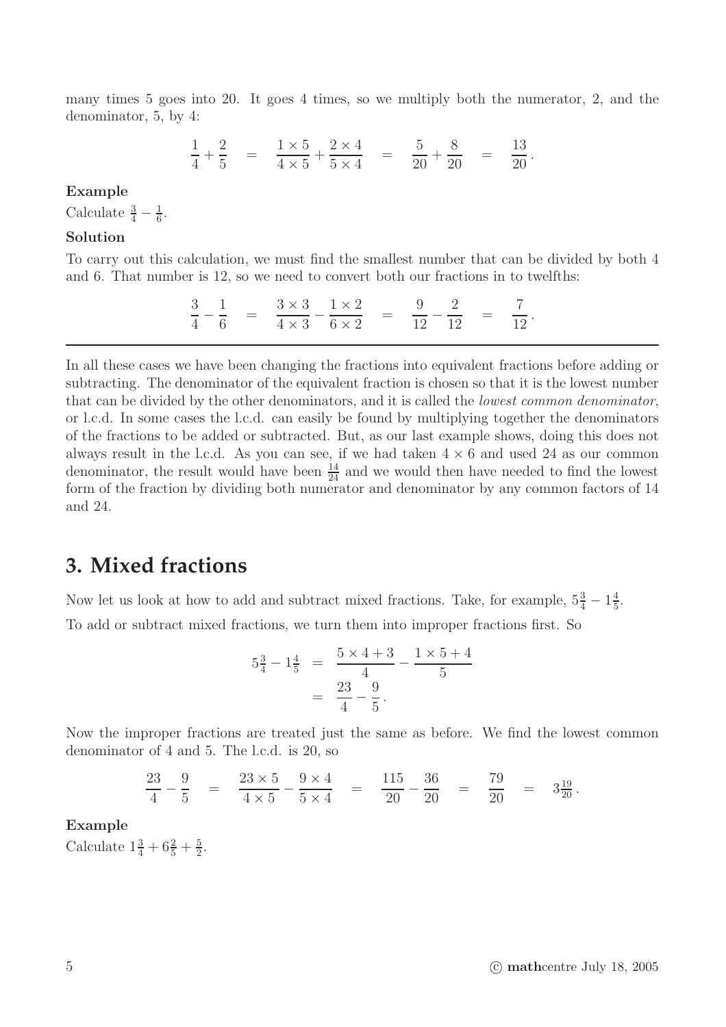many times 5 goes into 20. It goes 4 times, so we multiply both the numerator, 2, and the denominator, 5, by 4:

$$\frac{1}{4}+\frac{2}{5} \quad = \quad \frac{1\times 5}{4\times 5}+\frac{2\times 4}{5\times 4} \quad = \quad \frac{5}{20}+\frac{8}{20} \quad = \quad \frac{13}{20}\,.$$

**Example**

Calculate $\frac{3}{4}-\frac{1}{6}$.

**Solution**

To carry out this calculation, we must find the smallest number that can be divided by both 4 and 6. That number is 12, so we need to convert both our fractions in to twelfths:

$$\frac{3}{4}-\frac{1}{6} \quad = \quad \frac{3\times 3}{4\times 3}-\frac{1\times 2}{6\times 2} \quad = \quad \frac{9}{12}-\frac{2}{12} \quad = \quad \frac{7}{12}\,.$$

---

In all these cases we have been changing the fractions into equivalent fractions before adding or subtracting. The denominator of the equivalent fraction is chosen so that it is the lowest number that can be divided by the other denominators, and it is called the *lowest common denominator*, or l.c.d. In some cases the l.c.d. can easily be found by multiplying together the denominators of the fractions to be added or subtracted. But, as our last example shows, doing this does not always result in the l.c.d. As you can see, if we had taken $4\times 6$ and used 24 as our common denominator, the result would have been $\frac{14}{24}$ and we would then have needed to find the lowest form of the fraction by dividing both numerator and denominator by any common factors of 14 and 24.

## 3. Mixed fractions

Now let us look at how to add and subtract mixed fractions. Take, for example, $5\frac{3}{4}-1\frac{4}{5}$.

To add or subtract mixed fractions, we turn them into improper fractions first. So

$$\begin{aligned} 5\tfrac{3}{4}-1\tfrac{4}{5} &= \frac{5\times 4+3}{4}-\frac{1\times 5+4}{5} \\ &= \frac{23}{4}-\frac{9}{5}\,. \end{aligned}$$

Now the improper fractions are treated just the same as before. We find the lowest common denominator of 4 and 5. The l.c.d. is 20, so

$$\frac{23}{4}-\frac{9}{5} \quad = \quad \frac{23\times 5}{4\times 5}-\frac{9\times 4}{5\times 4} \quad = \quad \frac{115}{20}-\frac{36}{20} \quad = \quad \frac{79}{20} \quad = \quad 3\tfrac{19}{20}\,.$$

**Example**

Calculate $1\frac{3}{4}+6\frac{2}{5}+\frac{5}{2}$.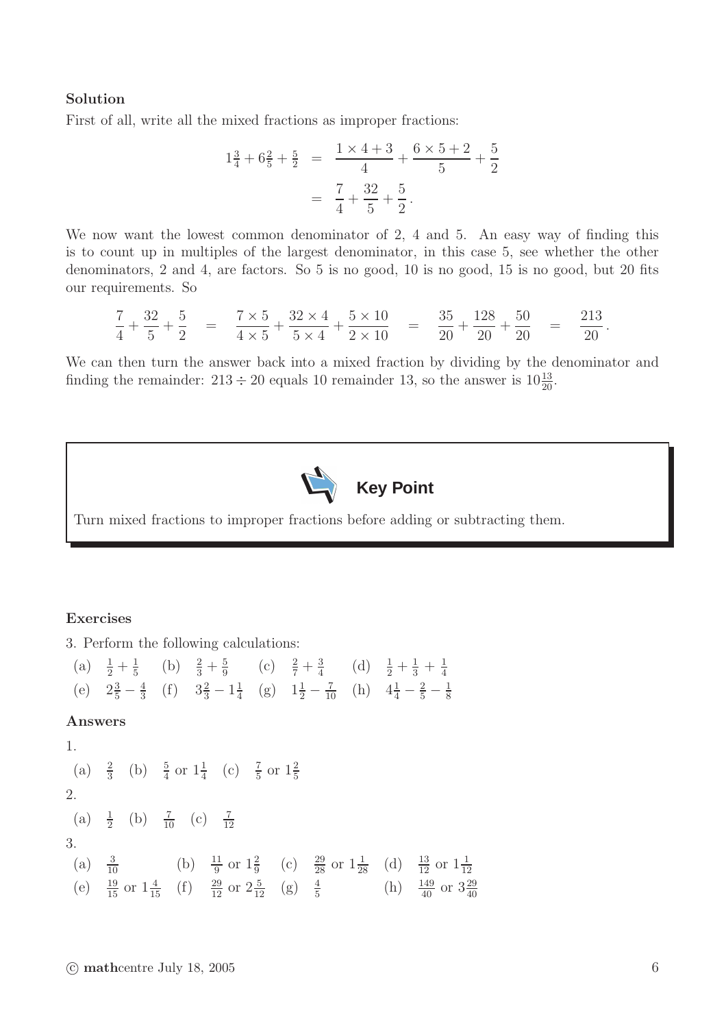**Solution**

First of all, write all the mixed fractions as improper fractions:

$$1\tfrac{3}{4} + 6\tfrac{2}{5} + \tfrac{5}{2} = \frac{1 \times 4 + 3}{4} + \frac{6 \times 5 + 2}{5} + \frac{5}{2}$$
$$= \frac{7}{4} + \frac{32}{5} + \frac{5}{2}.$$

We now want the lowest common denominator of 2, 4 and 5. An easy way of finding this is to count up in multiples of the largest denominator, in this case 5, see whether the other denominators, 2 and 4, are factors. So 5 is no good, 10 is no good, 15 is no good, but 20 fits our requirements. So

$$\frac{7}{4} + \frac{32}{5} + \frac{5}{2} = \frac{7 \times 5}{4 \times 5} + \frac{32 \times 4}{5 \times 4} + \frac{5 \times 10}{2 \times 10} = \frac{35}{20} + \frac{128}{20} + \frac{50}{20} = \frac{213}{20}.$$

We can then turn the answer back into a mixed fraction by dividing by the denominator and finding the remainder: $213 \div 20$ equals 10 remainder 13, so the answer is $10\frac{13}{20}$.

**Key Point**

Turn mixed fractions to improper fractions before adding or subtracting them.

**Exercises**

3. Perform the following calculations:

(a) $\frac{1}{2} + \frac{1}{5}$ (b) $\frac{2}{3} + \frac{5}{9}$ (c) $\frac{2}{7} + \frac{3}{4}$ (d) $\frac{1}{2} + \frac{1}{3} + \frac{1}{4}$

(e) $2\frac{3}{5} - \frac{4}{3}$ (f) $3\frac{2}{3} - 1\frac{1}{4}$ (g) $1\frac{1}{2} - \frac{7}{10}$ (h) $4\frac{1}{4} - \frac{2}{5} - \frac{1}{8}$

**Answers**

1.

(a) $\frac{2}{3}$ (b) $\frac{5}{4}$ or $1\frac{1}{4}$ (c) $\frac{7}{5}$ or $1\frac{2}{5}$

2.

(a) $\frac{1}{2}$ (b) $\frac{7}{10}$ (c) $\frac{7}{12}$

3.

(a) $\frac{3}{10}$ (b) $\frac{11}{9}$ or $1\frac{2}{9}$ (c) $\frac{29}{28}$ or $1\frac{1}{28}$ (d) $\frac{13}{12}$ or $1\frac{1}{12}$

(e) $\frac{19}{15}$ or $1\frac{4}{15}$ (f) $\frac{29}{12}$ or $2\frac{5}{12}$ (g) $\frac{4}{5}$ (h) $\frac{149}{40}$ or $3\frac{29}{40}$

© **math**centre July 18, 2005